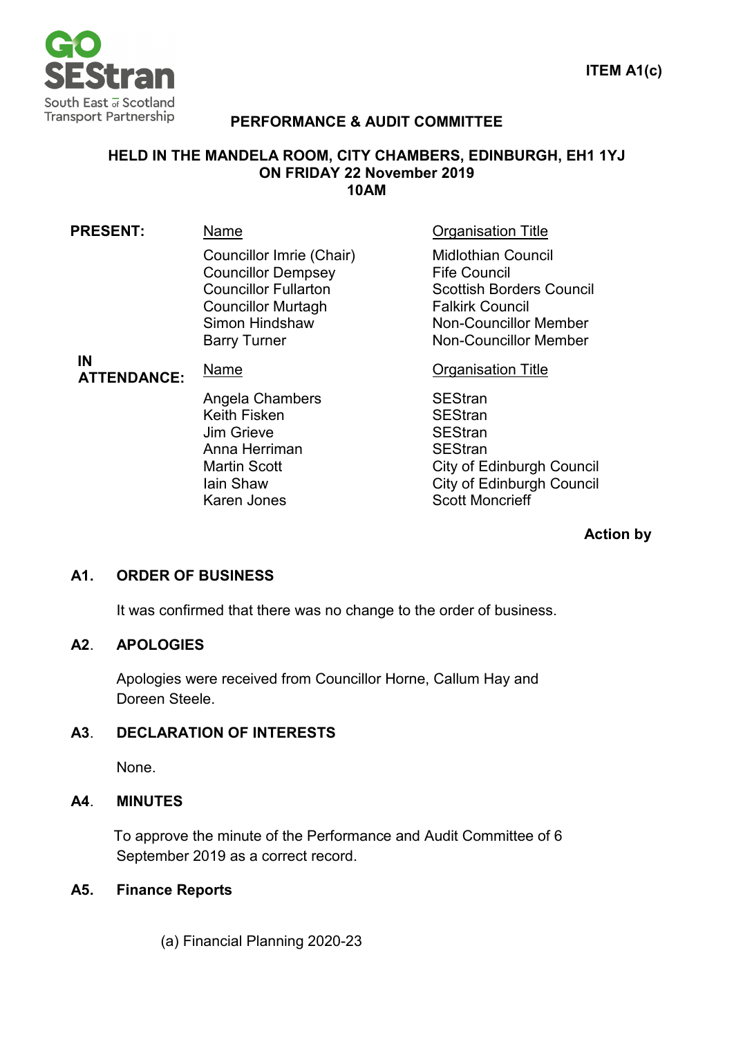ITEM A1(c)

# PERFORMANCE & AUDIT COMMITTEE

**HELD IN THE MANDELA ROOM, CITY CHAMBERS, EDINBURGH, EH1 1YJ**
**ON FRIDAY 22 November 2019**
**10AM**

**PRESENT:**

| Name | Organisation Title |
|---|---|
| Councillor Imrie (Chair) | Midlothian Council |
| Councillor Dempsey | Fife Council |
| Councillor Fullarton | Scottish Borders Council |
| Councillor Murtagh | Falkirk Council |
| Simon Hindshaw | Non-Councillor Member |
| Barry Turner | Non-Councillor Member |

**IN ATTENDANCE:**

| Name | Organisation Title |
|---|---|
| Angela Chambers | SEStran |
| Keith Fisken | SEStran |
| Jim Grieve | SEStran |
| Anna Herriman | SEStran |
| Martin Scott | City of Edinburgh Council |
| Iain Shaw | City of Edinburgh Council |
| Karen Jones | Scott Moncrieff |

**Action by**

## A1. ORDER OF BUSINESS

It was confirmed that there was no change to the order of business.

## A2. APOLOGIES

Apologies were received from Councillor Horne, Callum Hay and Doreen Steele.

## A3. DECLARATION OF INTERESTS

None.

## A4. MINUTES

To approve the minute of the Performance and Audit Committee of 6 September 2019 as a correct record.

## A5. Finance Reports

(a) Financial Planning 2020-23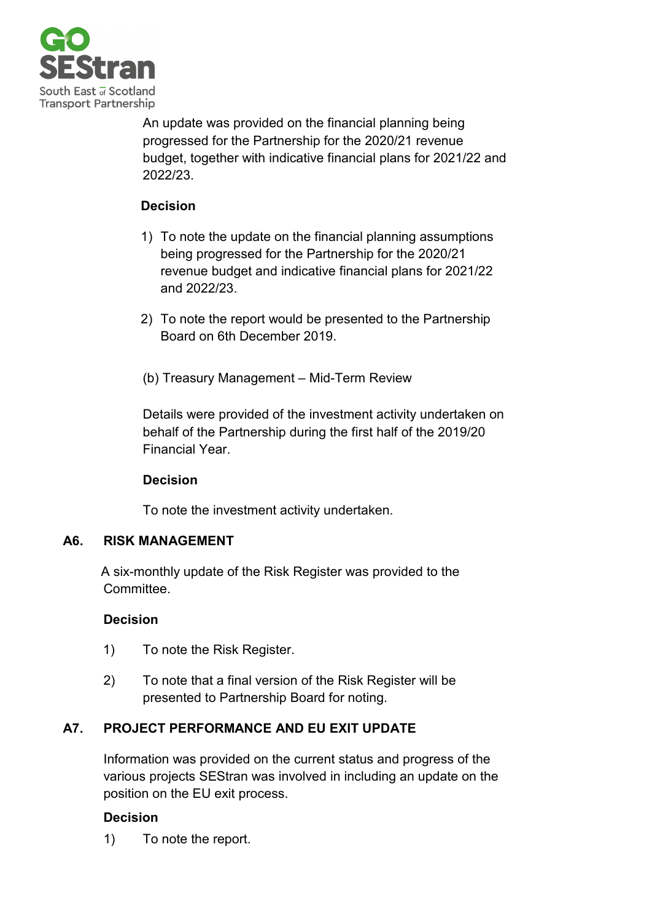An update was provided on the financial planning being progressed for the Partnership for the 2020/21 revenue budget, together with indicative financial plans for 2021/22 and 2022/23.

**Decision**

1) To note the update on the financial planning assumptions being progressed for the Partnership for the 2020/21 revenue budget and indicative financial plans for 2021/22 and 2022/23.

2) To note the report would be presented to the Partnership Board on 6th December 2019.

(b) Treasury Management – Mid-Term Review

Details were provided of the investment activity undertaken on behalf of the Partnership during the first half of the 2019/20 Financial Year.

**Decision**

To note the investment activity undertaken.

## A6. RISK MANAGEMENT

A six-monthly update of the Risk Register was provided to the Committee.

**Decision**

1) To note the Risk Register.

2) To note that a final version of the Risk Register will be presented to Partnership Board for noting.

## A7. PROJECT PERFORMANCE AND EU EXIT UPDATE

Information was provided on the current status and progress of the various projects SEStran was involved in including an update on the position on the EU exit process.

**Decision**

1) To note the report.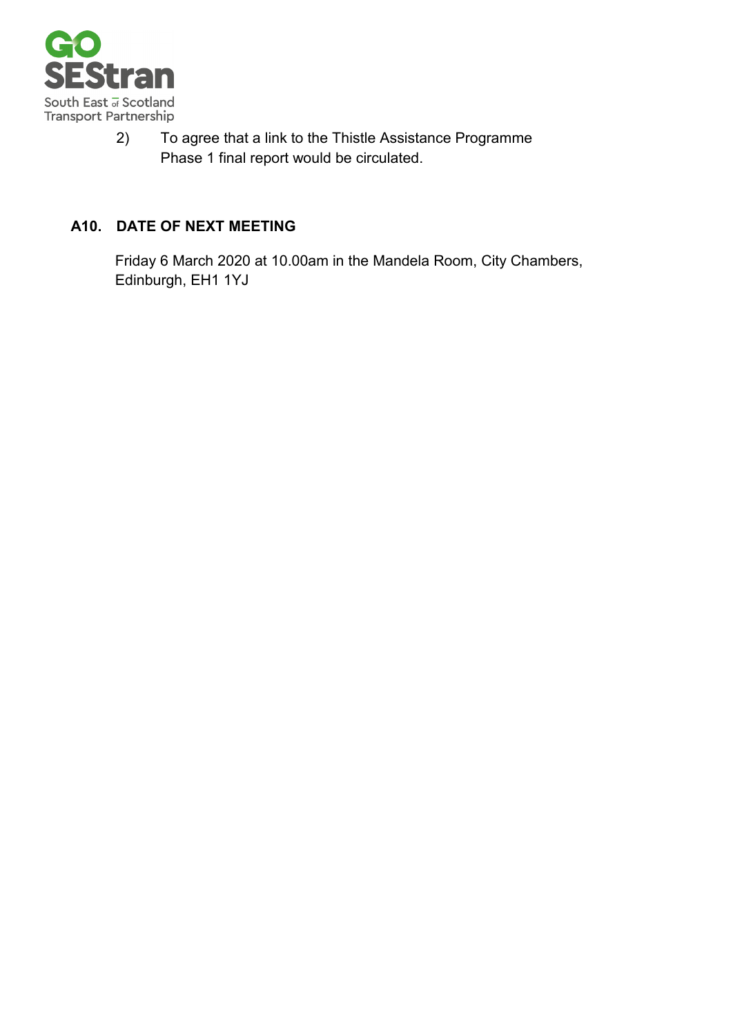2) To agree that a link to the Thistle Assistance Programme Phase 1 final report would be circulated.

## A10. DATE OF NEXT MEETING

Friday 6 March 2020 at 10.00am in the Mandela Room, City Chambers, Edinburgh, EH1 1YJ